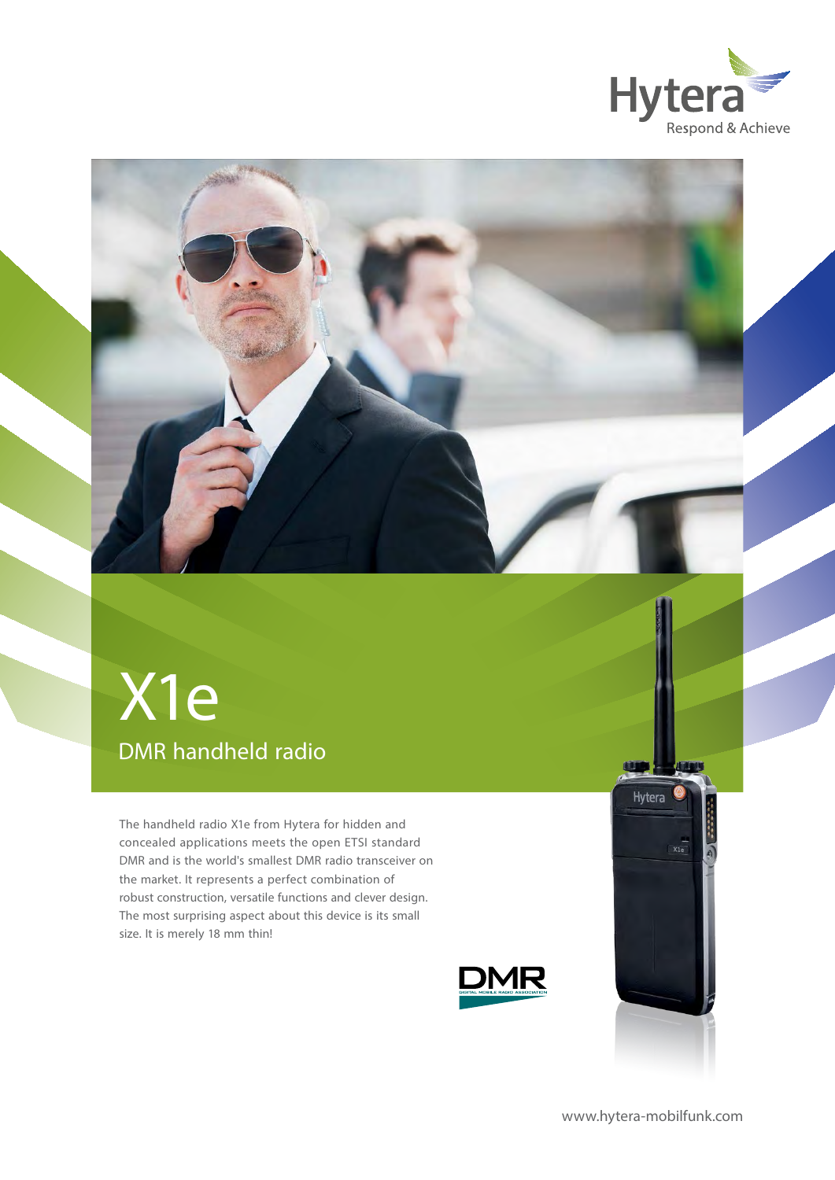Hytera

Respond & Achieve

# X1e

## DMR handheld radio

The handheld radio X1e from Hytera for hidden and concealed applications meets the open ETSI standard DMR and is the world's smallest DMR radio transceiver on the market. It represents a perfect combination of robust construction, versatile functions and clever design. The most surprising aspect about this device is its small size. It is merely 18 mm thin!

www.hytera-mobilfunk.com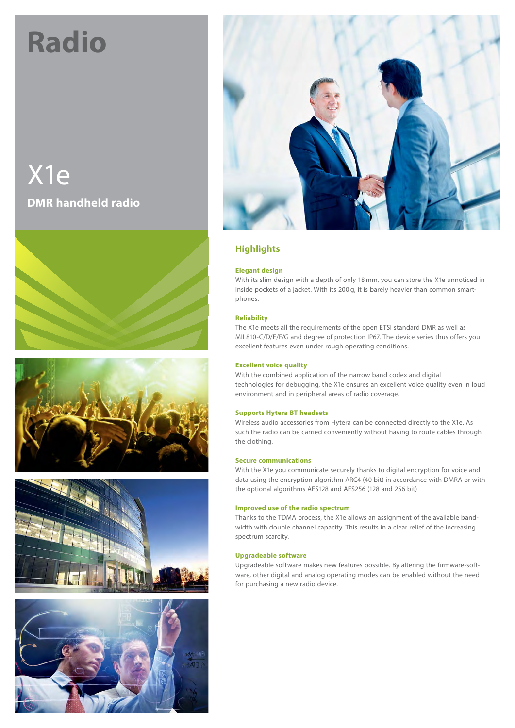# Radio

## X1e

**DMR handheld radio**

## Highlights

### Elegant design

With its slim design with a depth of only 18 mm, you can store the X1e unnoticed in inside pockets of a jacket. With its 200 g, it is barely heavier than common smart-phones.

### Reliability

The X1e meets all the requirements of the open ETSI standard DMR as well as MIL810-C/D/E/F/G and degree of protection IP67. The device series thus offers you excellent features even under rough operating conditions.

### Excellent voice quality

With the combined application of the narrow band codex and digital technologies for debugging, the X1e ensures an excellent voice quality even in loud environment and in peripheral areas of radio coverage.

### Supports Hytera BT headsets

Wireless audio accessories from Hytera can be connected directly to the X1e. As such the radio can be carried conveniently without having to route cables through the clothing.

### Secure communications

With the X1e you communicate securely thanks to digital encryption for voice and data using the encryption algorithm ARC4 (40 bit) in accordance with DMRA or with the optional algorithms AES128 and AES256 (128 and 256 bit)

### Improved use of the radio spectrum

Thanks to the TDMA process, the X1e allows an assignment of the available band-width with double channel capacity. This results in a clear relief of the increasing spectrum scarcity.

### Upgradeable software

Upgradeable software makes new features possible. By altering the firmware-soft-ware, other digital and analog operating modes can be enabled without the need for purchasing a new radio device.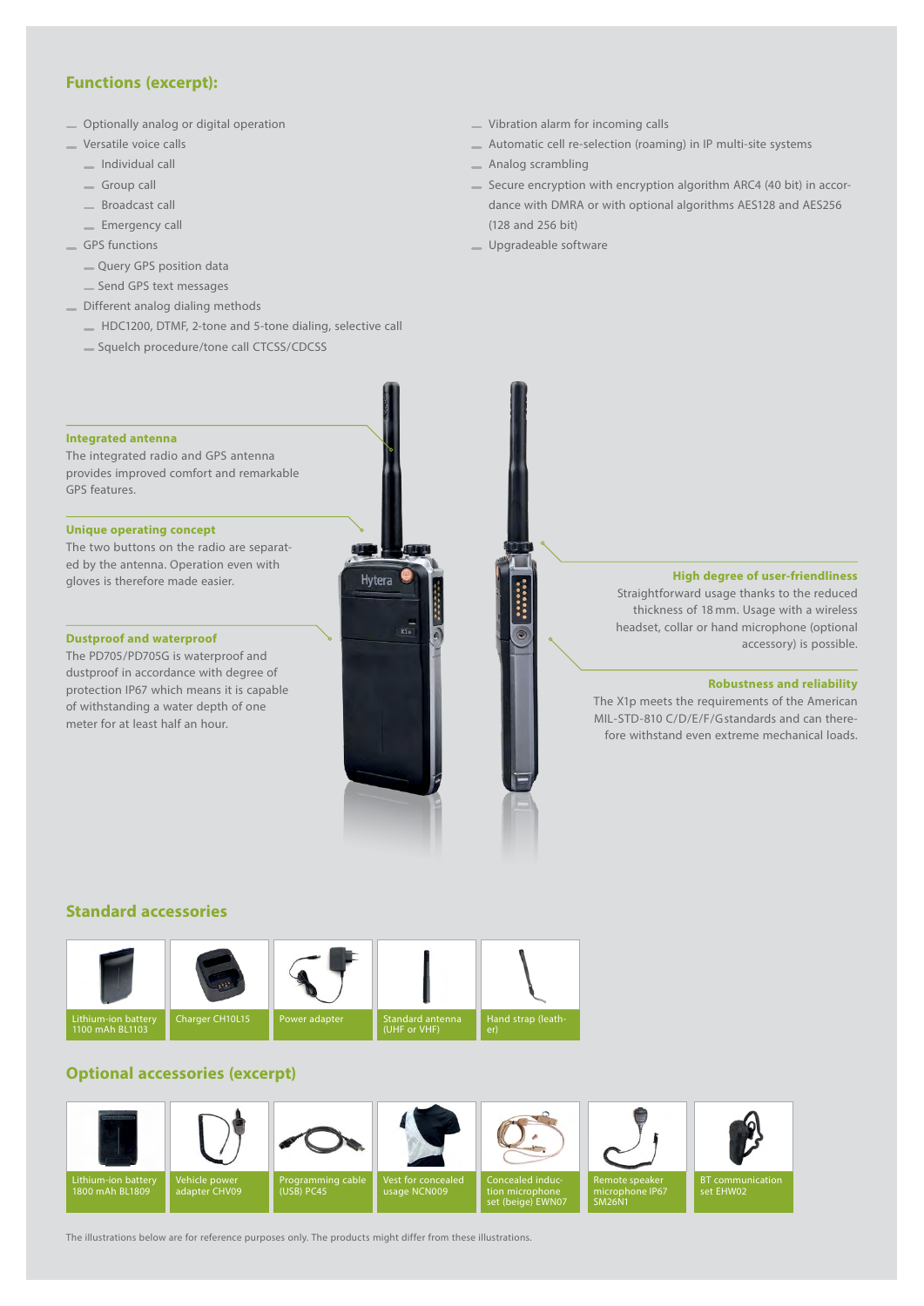## Functions (excerpt):

- Optionally analog or digital operation
- Versatile voice calls
  - Individual call
  - Group call
  - Broadcast call
  - Emergency call
- GPS functions
  - Query GPS position data
  - Send GPS text messages
- Different analog dialing methods
  - HDC1200, DTMF, 2-tone and 5-tone dialing, selective call
  - Squelch procedure/tone call CTCSS/CDCSS
- Vibration alarm for incoming calls
- Automatic cell re-selection (roaming) in IP multi-site systems
- Analog scrambling
- Secure encryption with encryption algorithm ARC4 (40 bit) in accordance with DMRA or with optional algorithms AES128 and AES256 (128 and 256 bit)
- Upgradeable software

**Integrated antenna**

The integrated radio and GPS antenna provides improved comfort and remarkable GPS features.

**Unique operating concept**

The two buttons on the radio are separated by the antenna. Operation even with gloves is therefore made easier.

**Dustproof and waterproof**

The PD705/PD705G is waterproof and dustproof in accordance with degree of protection IP67 which means it is capable of withstanding a water depth of one meter for at least half an hour.

**High degree of user-friendliness**

Straightforward usage thanks to the reduced thickness of 18 mm. Usage with a wireless headset, collar or hand microphone (optional accessory) is possible.

**Robustness and reliability**

The X1p meets the requirements of the American MIL-STD-810 C/D/E/F/Gstandards and can therefore withstand even extreme mechanical loads.

## Standard accessories

- Lithium-ion battery 1100 mAh BL1103
- Charger CH10L15
- Power adapter
- Standard antenna (UHF or VHF)
- Hand strap (leather)

## Optional accessories (excerpt)

- Lithium-ion battery 1800 mAh BL1809
- Vehicle power adapter CHV09
- Programming cable (USB) PC45
- Vest for concealed usage NCN009
- Concealed induction microphone set (beige) EWN07
- Remote speaker microphone IP67 SM26N1
- BT communication set EHW02

The illustrations below are for reference purposes only. The products might differ from these illustrations.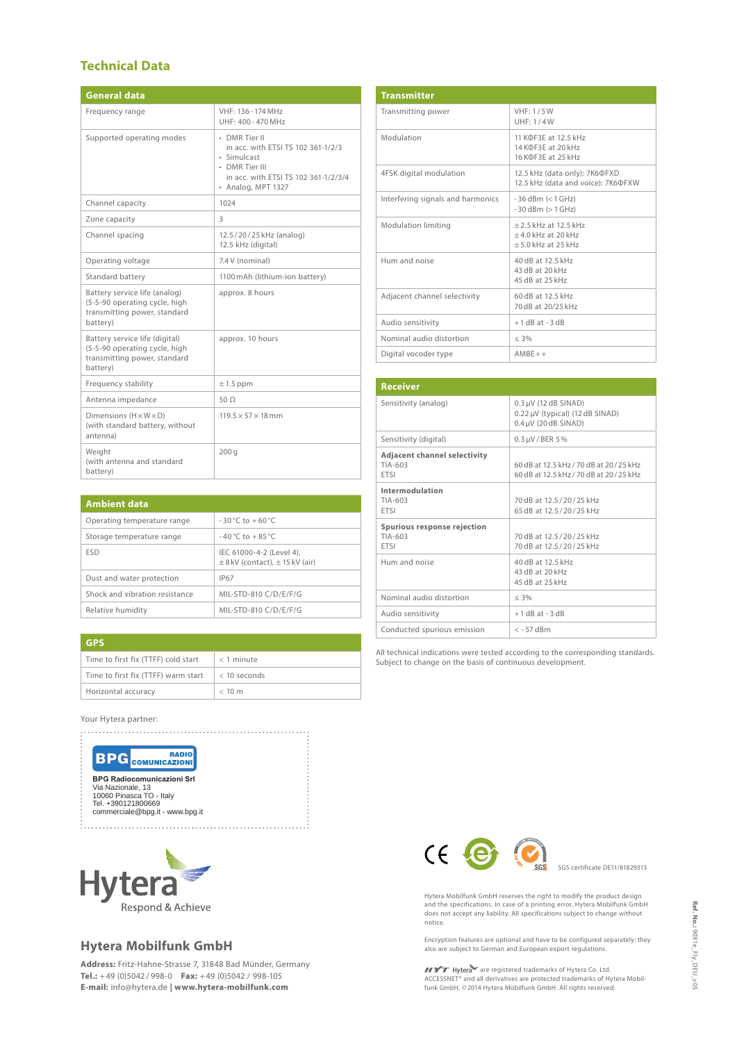# Technical Data

| General data | |
|---|---|
| Frequency range | VHF: 136 - 174 MHz<br>UHF: 400 - 470 MHz |
| Supported operating modes | • DMR Tier II in acc. with ETSI TS 102 361-1/2/3<br>• Simulcast<br>• DMR Tier III in acc. with ETSI TS 102 361-1/2/3/4<br>• Analog, MPT 1327 |
| Channel capacity | 1024 |
| Zone capacity | 3 |
| Channel spacing | 12.5 / 20 / 25 kHz (analog)<br>12.5 kHz (digital) |
| Operating voltage | 7.4 V (nominal) |
| Standard battery | 1100 mAh (lithium-ion battery) |
| Battery service life (analog) (5-5-90 operating cycle, high transmitting power, standard battery) | approx. 8 hours |
| Battery service life (digital) (5-5-90 operating cycle, high transmitting power, standard battery) | approx. 10 hours |
| Frequency stability | ± 1.5 ppm |
| Antenna impedance | 50 Ω |
| Dimensions (H × W × D) (with standard battery, without antenna) | 119.5 × 57 × 18 mm |
| Weight (with antenna and standard battery) | 200 g |

| Ambient data | |
|---|---|
| Operating temperature range | - 30 °C to + 60 °C |
| Storage temperature range | - 40 °C to + 85 °C |
| ESD | IEC 61000-4-2 (Level 4),<br>± 8 kV (contact), ± 15 kV (air) |
| Dust and water protection | IP67 |
| Shock and vibration resistance | MIL-STD-810 C/D/E/F/G |
| Relative humidity | MIL-STD-810 C/D/E/F/G |

| GPS | |
|---|---|
| Time to first fix (TTFF) cold start | < 1 minute |
| Time to first fix (TTFF) warm start | < 10 seconds |
| Horizontal accuracy | < 10 m |

| Transmitter | |
|---|---|
| Transmitting power | VHF: 1 / 5 W<br>UHF: 1 / 4 W |
| Modulation | 11 KΦF3E at 12.5 kHz<br>14 KΦF3E at 20 kHz<br>16 KΦF3E at 25 kHz |
| 4FSK digital modulation | 12.5 kHz (data only): 7K6ΦFXD<br>12.5 kHz (data and voice): 7K6ΦFXW |
| Interfering signals and harmonics | - 36 dBm (< 1 GHz)<br>- 30 dBm (> 1 GHz) |
| Modulation limiting | ± 2.5 kHz at 12.5 kHz<br>± 4.0 kHz at 20 kHz<br>± 5.0 kHz at 25 kHz |
| Hum and noise | 40 dB at 12.5 kHz<br>43 dB at 20 kHz<br>45 dB at 25 kHz |
| Adjacent channel selectivity | 60 dB at 12.5 kHz<br>70 dB at 20/25 kHz |
| Audio sensitivity | + 1 dB at - 3 dB |
| Nominal audio distortion | ≤ 3% |
| Digital vocoder type | AMBE + + |

| Receiver | |
|---|---|
| Sensitivity (analog) | 0.3 µV (12 dB SINAD)<br>0.22 µV (typical) (12 dB SINAD)<br>0.4 µV (20 dB SINAD) |
| Sensitivity (digital) | 0.3 µV / BER 5 % |
| **Adjacent channel selectivity**<br>TIA-603<br>ETSI | 60 dB at 12.5 kHz / 70 dB at 20 / 25 kHz<br>60 dB at 12.5 kHz / 70 dB at 20 / 25 kHz |
| **Intermodulation**<br>TIA-603<br>ETSI | 70 dB at 12.5 / 20 / 25 kHz<br>65 dB at 12.5 / 20 / 25 kHz |
| **Spurious response rejection**<br>TIA-603<br>ETSI | 70 dB at 12.5 / 20 / 25 kHz<br>70 dB at 12.5 / 20 / 25 kHz |
| Hum and noise | 40 dB at 12.5 kHz<br>43 dB at 20 kHz<br>45 dB at 25 kHz |
| Nominal audio distortion | ≤ 3% |
| Audio sensitivity | + 1 dB at - 3 dB |
| Conducted spurious emission | < - 57 dBm |

All technical indications were tested according to the corresponding standards. Subject to change on the basis of continuous development.

Your Hytera partner:

BPG RADIO COMUNICAZIONI

**BPG Radiocomunicazioni Srl**
Via Nazionale, 13
10060 Pinasca TO - Italy
Tel. +390121800669
commerciale@bpg.it - www.bpg.it

Hytera
Respond & Achieve

## Hytera Mobilfunk GmbH

**Address:** Fritz-Hahne-Strasse 7, 31848 Bad Münder, Germany
**Tel.:** +49 (0)5042 / 998-0 **Fax:** +49 (0)5042 / 998-105
**E-mail:** info@hytera.de | **www.hytera-mobilfunk.com**

SGS certificate DE11/81829313

Hytera Mobilfunk GmbH reserves the right to modify the product design and the specifications. In case of a printing error, Hytera Mobilfunk GmbH does not accept any liability. All specifications subject to change without notice.

Encryption features are optional and have to be configured separately; they also are subject to German and European export regulations.

HYT Hytera are registered trademarks of Hytera Co. Ltd. ACCESSNET® and all derivatives are protected trademarks of Hytera Mobilfunk GmbH. © 2014 Hytera Mobilfunk GmbH. All rights reserved.

**Ref. No.:** 90X1e_Fly_DEU_v05